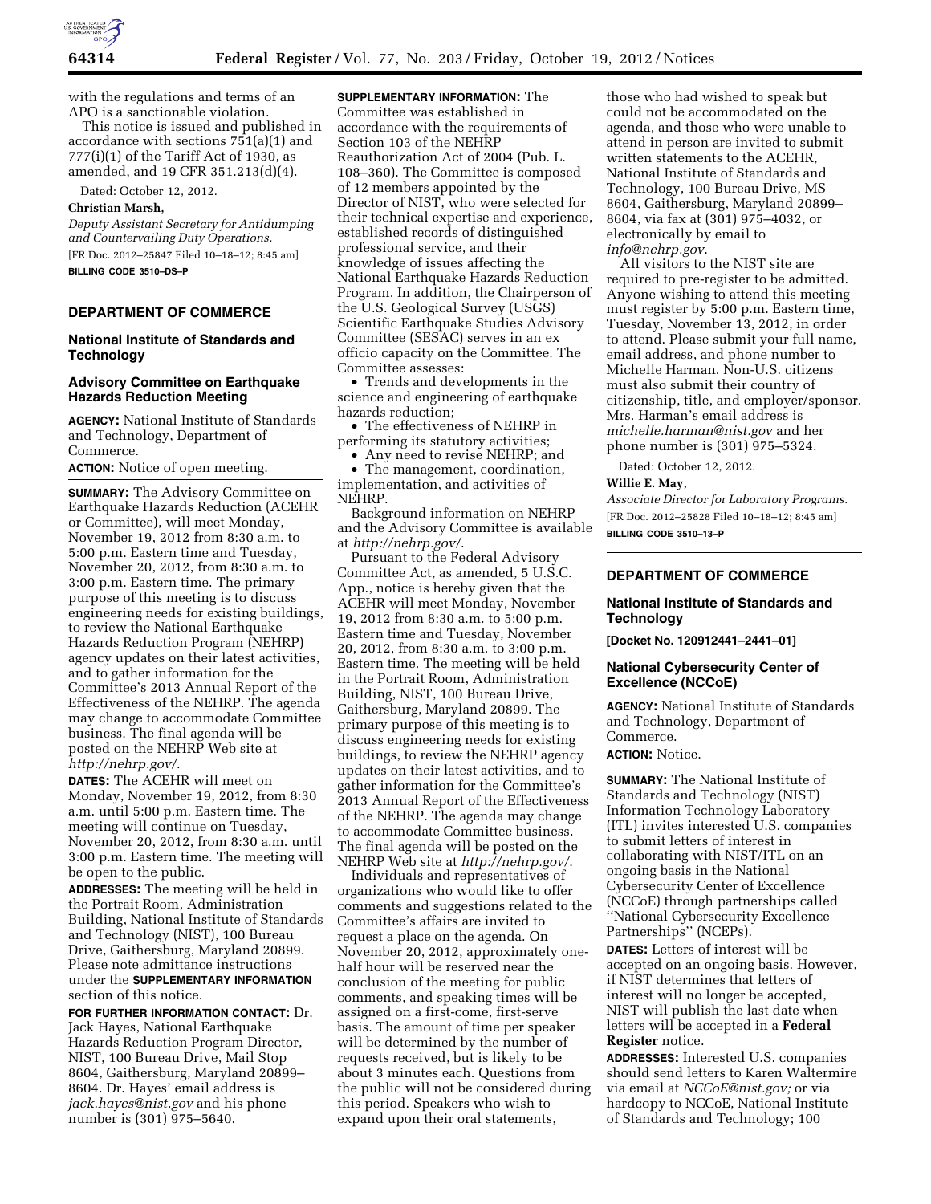with the regulations and terms of an APO is a sanctionable violation.

This notice is issued and published in accordance with sections 751(a)(1) and 777(i)(1) of the Tariff Act of 1930, as amended, and 19 CFR 351.213(d)(4).

Dated: October 12, 2012.

**Christian Marsh,**

*Deputy Assistant Secretary for Antidumping and Countervailing Duty Operations.*

[FR Doc. 2012–25847 Filed 10–18–12; 8:45 am]

**BILLING CODE 3510–DS–P**

## DEPARTMENT OF COMMERCE

### National Institute of Standards and Technology

### Advisory Committee on Earthquake Hazards Reduction Meeting

**AGENCY:** National Institute of Standards and Technology, Department of Commerce.

**ACTION:** Notice of open meeting.

**SUMMARY:** The Advisory Committee on Earthquake Hazards Reduction (ACEHR or Committee), will meet Monday, November 19, 2012 from 8:30 a.m. to 5:00 p.m. Eastern time and Tuesday, November 20, 2012, from 8:30 a.m. to 3:00 p.m. Eastern time. The primary purpose of this meeting is to discuss engineering needs for existing buildings, to review the National Earthquake Hazards Reduction Program (NEHRP) agency updates on their latest activities, and to gather information for the Committee's 2013 Annual Report of the Effectiveness of the NEHRP. The agenda may change to accommodate Committee business. The final agenda will be posted on the NEHRP Web site at *http://nehrp.gov/*.

**DATES:** The ACEHR will meet on Monday, November 19, 2012, from 8:30 a.m. until 5:00 p.m. Eastern time. The meeting will continue on Tuesday, November 20, 2012, from 8:30 a.m. until 3:00 p.m. Eastern time. The meeting will be open to the public.

**ADDRESSES:** The meeting will be held in the Portrait Room, Administration Building, National Institute of Standards and Technology (NIST), 100 Bureau Drive, Gaithersburg, Maryland 20899. Please note admittance instructions under the **SUPPLEMENTARY INFORMATION** section of this notice.

**FOR FURTHER INFORMATION CONTACT:** Dr. Jack Hayes, National Earthquake Hazards Reduction Program Director, NIST, 100 Bureau Drive, Mail Stop 8604, Gaithersburg, Maryland 20899–8604. Dr. Hayes' email address is *jack.hayes@nist.gov* and his phone number is (301) 975–5640.

**SUPPLEMENTARY INFORMATION:** The Committee was established in accordance with the requirements of Section 103 of the NEHRP Reauthorization Act of 2004 (Pub. L. 108–360). The Committee is composed of 12 members appointed by the Director of NIST, who were selected for their technical expertise and experience, established records of distinguished professional service, and their knowledge of issues affecting the National Earthquake Hazards Reduction Program. In addition, the Chairperson of the U.S. Geological Survey (USGS) Scientific Earthquake Studies Advisory Committee (SESAC) serves in an ex officio capacity on the Committee. The Committee assesses:

- Trends and developments in the science and engineering of earthquake hazards reduction;
- The effectiveness of NEHRP in performing its statutory activities;
- Any need to revise NEHRP; and
- The management, coordination, implementation, and activities of NEHRP.

Background information on NEHRP and the Advisory Committee is available at *http://nehrp.gov/*.

Pursuant to the Federal Advisory Committee Act, as amended, 5 U.S.C. App., notice is hereby given that the ACEHR will meet Monday, November 19, 2012 from 8:30 a.m. to 5:00 p.m. Eastern time and Tuesday, November 20, 2012, from 8:30 a.m. to 3:00 p.m. Eastern time. The meeting will be held in the Portrait Room, Administration Building, NIST, 100 Bureau Drive, Gaithersburg, Maryland 20899. The primary purpose of this meeting is to discuss engineering needs for existing buildings, to review the NEHRP agency updates on their latest activities, and to gather information for the Committee's 2013 Annual Report of the Effectiveness of the NEHRP. The agenda may change to accommodate Committee business. The final agenda will be posted on the NEHRP Web site at *http://nehrp.gov/*.

Individuals and representatives of organizations who would like to offer comments and suggestions related to the Committee's affairs are invited to request a place on the agenda. On November 20, 2012, approximately one-half hour will be reserved near the conclusion of the meeting for public comments, and speaking times will be assigned on a first-come, first-serve basis. The amount of time per speaker will be determined by the number of requests received, but is likely to be about 3 minutes each. Questions from the public will not be considered during this period. Speakers who wish to expand upon their oral statements, those who had wished to speak but could not be accommodated on the agenda, and those who were unable to attend in person are invited to submit written statements to the ACEHR, National Institute of Standards and Technology, 100 Bureau Drive, MS 8604, Gaithersburg, Maryland 20899–8604, via fax at (301) 975–4032, or electronically by email to *info@nehrp.gov*.

All visitors to the NIST site are required to pre-register to be admitted. Anyone wishing to attend this meeting must register by 5:00 p.m. Eastern time, Tuesday, November 13, 2012, in order to attend. Please submit your full name, email address, and phone number to Michelle Harman. Non-U.S. citizens must also submit their country of citizenship, title, and employer/sponsor. Mrs. Harman's email address is *michelle.harman@nist.gov* and her phone number is (301) 975–5324.

Dated: October 12, 2012.

**Willie E. May,**

*Associate Director for Laboratory Programs.*

[FR Doc. 2012–25828 Filed 10–18–12; 8:45 am]

**BILLING CODE 3510–13–P**

## DEPARTMENT OF COMMERCE

### National Institute of Standards and Technology

**[Docket No. 120912441–2441–01]**

### National Cybersecurity Center of Excellence (NCCoE)

**AGENCY:** National Institute of Standards and Technology, Department of Commerce.

**ACTION:** Notice.

**SUMMARY:** The National Institute of Standards and Technology (NIST) Information Technology Laboratory (ITL) invites interested U.S. companies to submit letters of interest in collaborating with NIST/ITL on an ongoing basis in the National Cybersecurity Center of Excellence (NCCoE) through partnerships called ''National Cybersecurity Excellence Partnerships'' (NCEPs).

**DATES:** Letters of interest will be accepted on an ongoing basis. However, if NIST determines that letters of interest will no longer be accepted, NIST will publish the last date when letters will be accepted in a **Federal Register** notice.

**ADDRESSES:** Interested U.S. companies should send letters to Karen Waltermire via email at *NCCoE@nist.gov;* or via hardcopy to NCCoE, National Institute of Standards and Technology; 100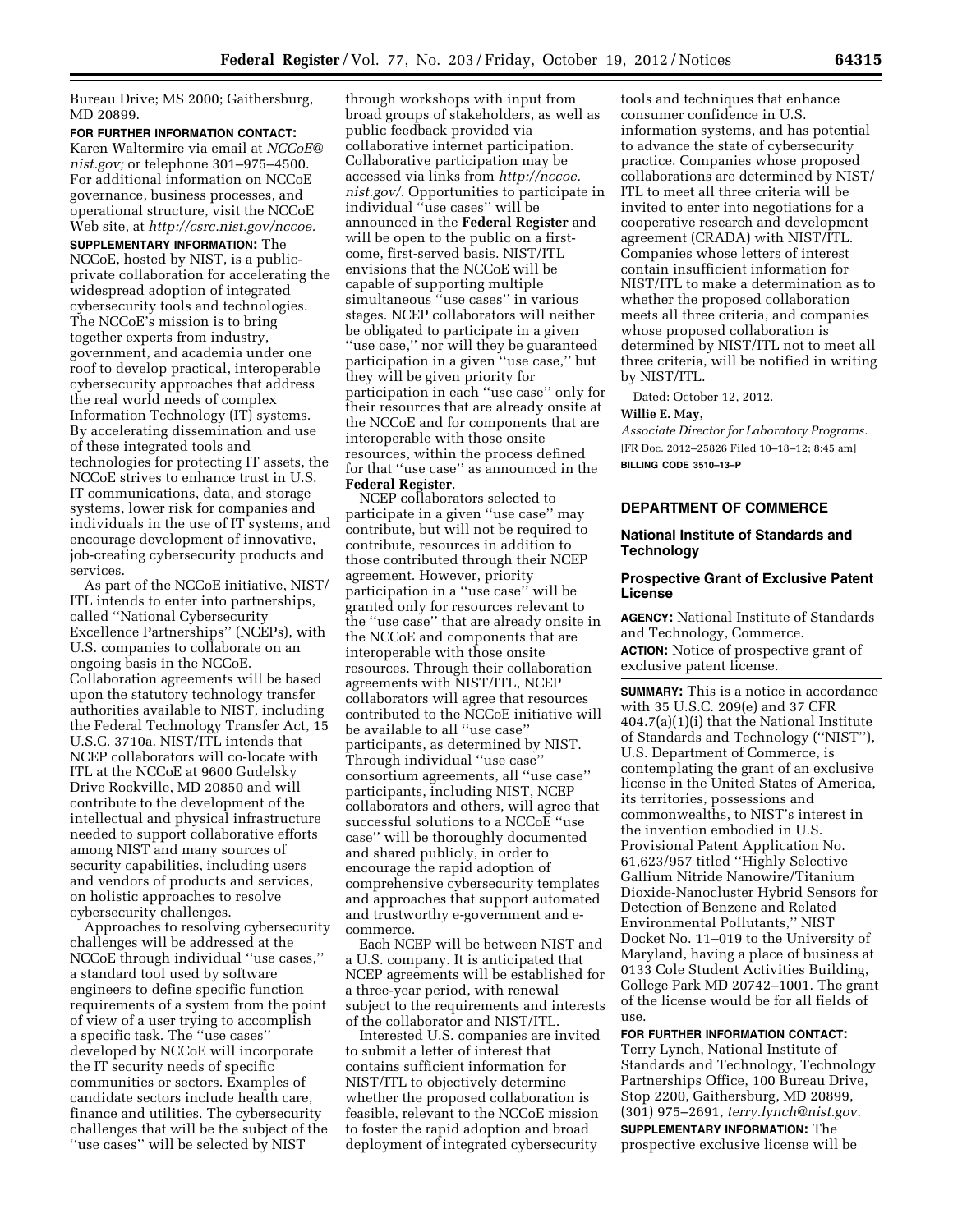Bureau Drive; MS 2000; Gaithersburg, MD 20899.

**FOR FURTHER INFORMATION CONTACT:** Karen Waltermire via email at *NCCoE@nist.gov;* or telephone 301–975–4500. For additional information on NCCoE governance, business processes, and operational structure, visit the NCCoE Web site, at *http://csrc.nist.gov/nccoe.*

**SUPPLEMENTARY INFORMATION:** The NCCoE, hosted by NIST, is a public-private collaboration for accelerating the widespread adoption of integrated cybersecurity tools and technologies. The NCCoE's mission is to bring together experts from industry, government, and academia under one roof to develop practical, interoperable cybersecurity approaches that address the real world needs of complex Information Technology (IT) systems. By accelerating dissemination and use of these integrated tools and technologies for protecting IT assets, the NCCoE strives to enhance trust in U.S. IT communications, data, and storage systems, lower risk for companies and individuals in the use of IT systems, and encourage development of innovative, job-creating cybersecurity products and services.

As part of the NCCoE initiative, NIST/ITL intends to enter into partnerships, called ''National Cybersecurity Excellence Partnerships'' (NCEPs), with U.S. companies to collaborate on an ongoing basis in the NCCoE. Collaboration agreements will be based upon the statutory technology transfer authorities available to NIST, including the Federal Technology Transfer Act, 15 U.S.C. 3710a. NIST/ITL intends that NCEP collaborators will co-locate with ITL at the NCCoE at 9600 Gudelsky Drive Rockville, MD 20850 and will contribute to the development of the intellectual and physical infrastructure needed to support collaborative efforts among NIST and many sources of security capabilities, including users and vendors of products and services, on holistic approaches to resolve cybersecurity challenges.

Approaches to resolving cybersecurity challenges will be addressed at the NCCoE through individual ''use cases,'' a standard tool used by software engineers to define specific function requirements of a system from the point of view of a user trying to accomplish a specific task. The ''use cases'' developed by NCCoE will incorporate the IT security needs of specific communities or sectors. Examples of candidate sectors include health care, finance and utilities. The cybersecurity challenges that will be the subject of the ''use cases'' will be selected by NIST through workshops with input from broad groups of stakeholders, as well as public feedback provided via collaborative internet participation. Collaborative participation may be accessed via links from *http://nccoe.nist.gov/.* Opportunities to participate in individual ''use cases'' will be announced in the **Federal Register** and will be open to the public on a first-come, first-served basis. NIST/ITL envisions that the NCCoE will be capable of supporting multiple simultaneous ''use cases'' in various stages. NCEP collaborators will neither be obligated to participate in a given ''use case,'' nor will they be guaranteed participation in a given ''use case,'' but they will be given priority for participation in each ''use case'' only for their resources that are already onsite at the NCCoE and for components that are interoperable with those onsite resources, within the process defined for that ''use case'' as announced in the **Federal Register**.

NCEP collaborators selected to participate in a given ''use case'' may contribute, but will not be required to contribute, resources in addition to those contributed through their NCEP agreement. However, priority participation in a ''use case'' will be granted only for resources relevant to the ''use case'' that are already onsite in the NCCoE and components that are interoperable with those onsite resources. Through their collaboration agreements with NIST/ITL, NCEP collaborators will agree that resources contributed to the NCCoE initiative will be available to all ''use case'' participants, as determined by NIST. Through individual ''use case'' consortium agreements, all ''use case'' participants, including NIST, NCEP collaborators and others, will agree that successful solutions to a NCCoE ''use case'' will be thoroughly documented and shared publicly, in order to encourage the rapid adoption of comprehensive cybersecurity templates and approaches that support automated and trustworthy e-government and e-commerce.

Each NCEP will be between NIST and a U.S. company. It is anticipated that NCEP agreements will be established for a three-year period, with renewal subject to the requirements and interests of the collaborator and NIST/ITL.

Interested U.S. companies are invited to submit a letter of interest that contains sufficient information for NIST/ITL to objectively determine whether the proposed collaboration is feasible, relevant to the NCCoE mission to foster the rapid adoption and broad deployment of integrated cybersecurity tools and techniques that enhance consumer confidence in U.S. information systems, and has potential to advance the state of cybersecurity practice. Companies whose proposed collaborations are determined by NIST/ITL to meet all three criteria will be invited to enter into negotiations for a cooperative research and development agreement (CRADA) with NIST/ITL. Companies whose letters of interest contain insufficient information for NIST/ITL to make a determination as to whether the proposed collaboration meets all three criteria, and companies whose proposed collaboration is determined by NIST/ITL not to meet all three criteria, will be notified in writing by NIST/ITL.

Dated: October 12, 2012.

**Willie E. May,**

*Associate Director for Laboratory Programs.*

[FR Doc. 2012–25826 Filed 10–18–12; 8:45 am]

**BILLING CODE 3510–13–P**

## DEPARTMENT OF COMMERCE

### National Institute of Standards and Technology

### Prospective Grant of Exclusive Patent License

**AGENCY:** National Institute of Standards and Technology, Commerce.

**ACTION:** Notice of prospective grant of exclusive patent license.

**SUMMARY:** This is a notice in accordance with 35 U.S.C. 209(e) and 37 CFR 404.7(a)(1)(i) that the National Institute of Standards and Technology (''NIST''), U.S. Department of Commerce, is contemplating the grant of an exclusive license in the United States of America, its territories, possessions and commonwealths, to NIST's interest in the invention embodied in U.S. Provisional Patent Application No. 61,623/957 titled ''Highly Selective Gallium Nitride Nanowire/Titanium Dioxide-Nanocluster Hybrid Sensors for Detection of Benzene and Related Environmental Pollutants,'' NIST Docket No. 11–019 to the University of Maryland, having a place of business at 0133 Cole Student Activities Building, College Park MD 20742–1001. The grant of the license would be for all fields of use.

**FOR FURTHER INFORMATION CONTACT:** Terry Lynch, National Institute of Standards and Technology, Technology Partnerships Office, 100 Bureau Drive, Stop 2200, Gaithersburg, MD 20899, (301) 975–2691, *terry.lynch@nist.gov.*

**SUPPLEMENTARY INFORMATION:** The prospective exclusive license will be